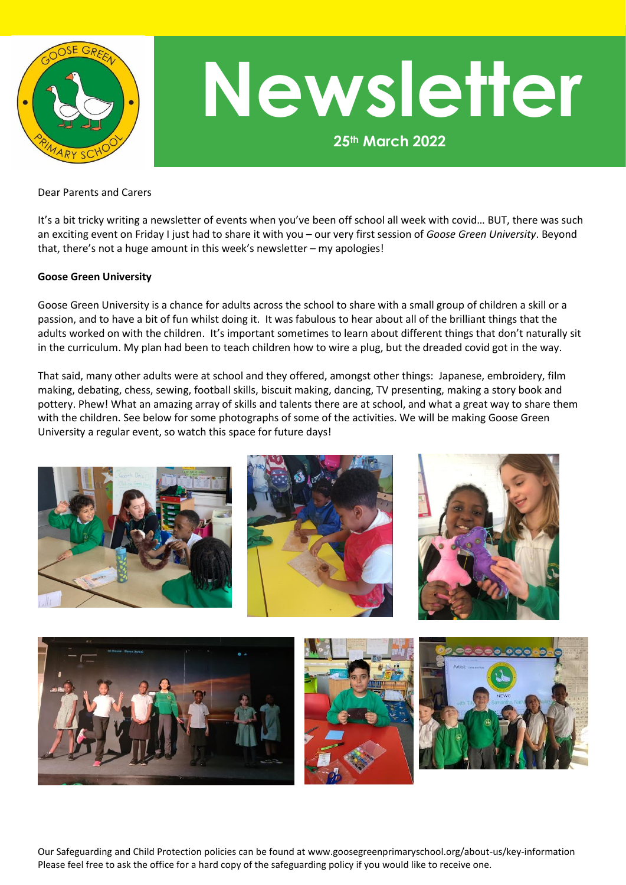# Newsletter

**25th March 2022**

Dear Parents and Carers

It's a bit tricky writing a newsletter of events when you've been off school all week with covid… BUT, there was such an exciting event on Friday I just had to share it with you – our very first session of *Goose Green University*. Beyond that, there's not a huge amount in this week's newsletter – my apologies!

**Goose Green University**

Goose Green University is a chance for adults across the school to share with a small group of children a skill or a passion, and to have a bit of fun whilst doing it. It was fabulous to hear about all of the brilliant things that the adults worked on with the children. It's important sometimes to learn about different things that don't naturally sit in the curriculum. My plan had been to teach children how to wire a plug, but the dreaded covid got in the way.

That said, many other adults were at school and they offered, amongst other things: Japanese, embroidery, film making, debating, chess, sewing, football skills, biscuit making, dancing, TV presenting, making a story book and pottery. Phew! What an amazing array of skills and talents there are at school, and what a great way to share them with the children. See below for some photographs of some of the activities. We will be making Goose Green University a regular event, so watch this space for future days!

Our Safeguarding and Child Protection policies can be found at www.goosegreenprimaryschool.org/about-us/key-information
Please feel free to ask the office for a hard copy of the safeguarding policy if you would like to receive one.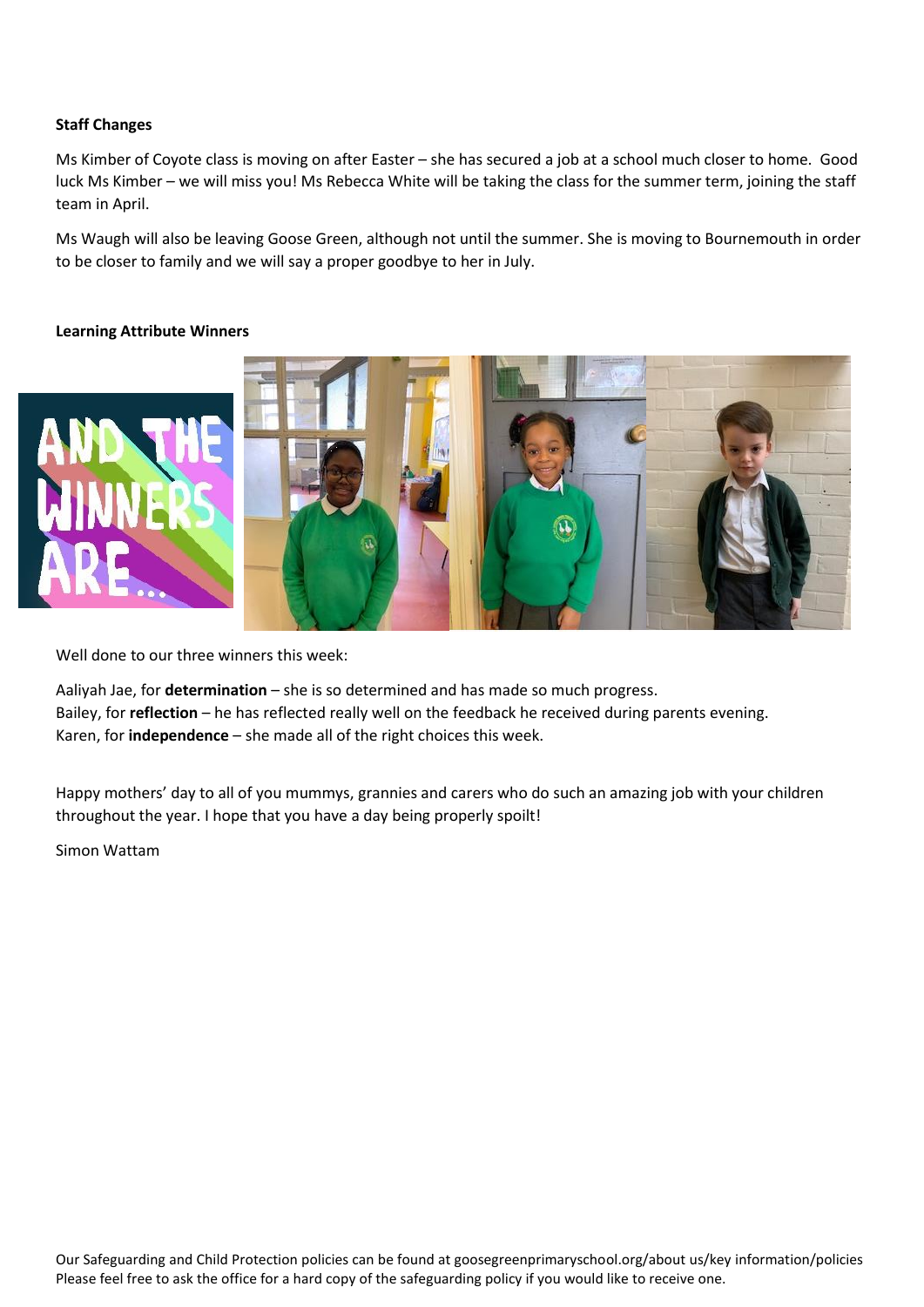**Staff Changes**

Ms Kimber of Coyote class is moving on after Easter – she has secured a job at a school much closer to home. Good luck Ms Kimber – we will miss you! Ms Rebecca White will be taking the class for the summer term, joining the staff team in April.

Ms Waugh will also be leaving Goose Green, although not until the summer. She is moving to Bournemouth in order to be closer to family and we will say a proper goodbye to her in July.

**Learning Attribute Winners**

Well done to our three winners this week:

Aaliyah Jae, for **determination** – she is so determined and has made so much progress.
Bailey, for **reflection** – he has reflected really well on the feedback he received during parents evening.
Karen, for **independence** – she made all of the right choices this week.

Happy mothers' day to all of you mummys, grannies and carers who do such an amazing job with your children throughout the year. I hope that you have a day being properly spoilt!

Simon Wattam

Our Safeguarding and Child Protection policies can be found at goosegreenprimaryschool.org/about us/key information/policies
Please feel free to ask the office for a hard copy of the safeguarding policy if you would like to receive one.